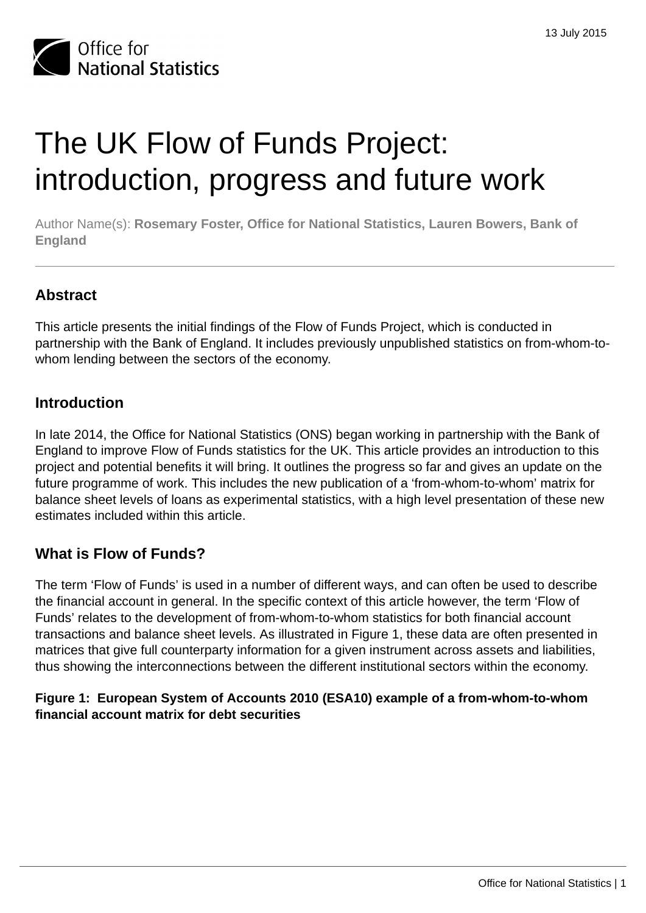13 July 2015

# The UK Flow of Funds Project: introduction, progress and future work

Author Name(s): **Rosemary Foster, Office for National Statistics, Lauren Bowers, Bank of England**

## Abstract

This article presents the initial findings of the Flow of Funds Project, which is conducted in partnership with the Bank of England. It includes previously unpublished statistics on from-whom-to-whom lending between the sectors of the economy.

## Introduction

In late 2014, the Office for National Statistics (ONS) began working in partnership with the Bank of England to improve Flow of Funds statistics for the UK. This article provides an introduction to this project and potential benefits it will bring. It outlines the progress so far and gives an update on the future programme of work. This includes the new publication of a 'from-whom-to-whom' matrix for balance sheet levels of loans as experimental statistics, with a high level presentation of these new estimates included within this article.

## What is Flow of Funds?

The term 'Flow of Funds' is used in a number of different ways, and can often be used to describe the financial account in general. In the specific context of this article however, the term 'Flow of Funds' relates to the development of from-whom-to-whom statistics for both financial account transactions and balance sheet levels. As illustrated in Figure 1, these data are often presented in matrices that give full counterparty information for a given instrument across assets and liabilities, thus showing the interconnections between the different institutional sectors within the economy.

**Figure 1: European System of Accounts 2010 (ESA10) example of a from-whom-to-whom financial account matrix for debt securities**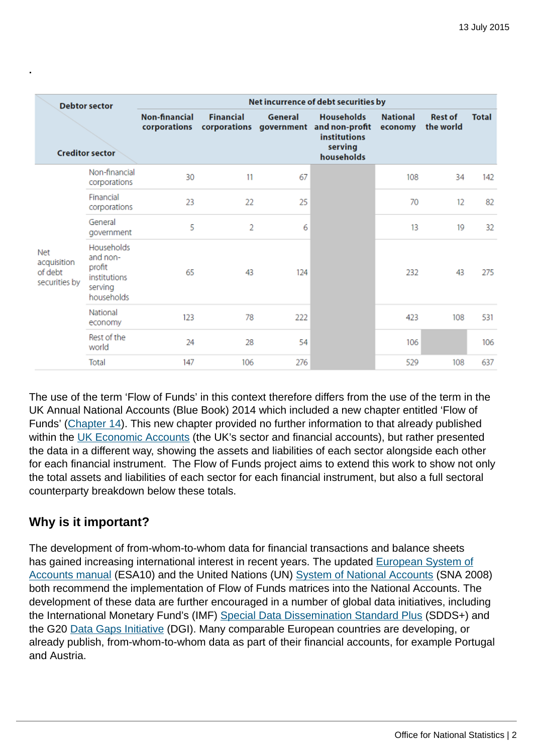| Creditor sector \ Debtor sector | | Net incurrence of debt securities by | | | | | | |
|---|---|---|---|---|---|---|---|---|
| | | Non-financial corporations | Financial corporations | General government | Households and non-profit institutions serving households | National economy | Rest of the world | Total |
| Net acquisition of debt securities by | Non-financial corporations | 30 | 11 | 67 | | 108 | 34 | 142 |
| | Financial corporations | 23 | 22 | 25 | | 70 | 12 | 82 |
| | General government | 5 | 2 | 6 | | 13 | 19 | 32 |
| | Households and non-profit institutions serving households | 65 | 43 | 124 | | 232 | 43 | 275 |
| | National economy | 123 | 78 | 222 | | 423 | 108 | 531 |
| | Rest of the world | 24 | 28 | 54 | | 106 | | 106 |
| | Total | 147 | 106 | 276 | | 529 | 108 | 637 |

The use of the term 'Flow of Funds' in this context therefore differs from the use of the term in the UK Annual National Accounts (Blue Book) 2014 which included a new chapter entitled 'Flow of Funds' (Chapter 14). This new chapter provided no further information to that already published within the UK Economic Accounts (the UK's sector and financial accounts), but rather presented the data in a different way, showing the assets and liabilities of each sector alongside each other for each financial instrument. The Flow of Funds project aims to extend this work to show not only the total assets and liabilities of each sector for each financial instrument, but also a full sectoral counterparty breakdown below these totals.

## Why is it important?

The development of from-whom-to-whom data for financial transactions and balance sheets has gained increasing international interest in recent years. The updated European System of Accounts manual (ESA10) and the United Nations (UN) System of National Accounts (SNA 2008) both recommend the implementation of Flow of Funds matrices into the National Accounts. The development of these data are further encouraged in a number of global data initiatives, including the International Monetary Fund's (IMF) Special Data Dissemination Standard Plus (SDDS+) and the G20 Data Gaps Initiative (DGI). Many comparable European countries are developing, or already publish, from-whom-to-whom data as part of their financial accounts, for example Portugal and Austria.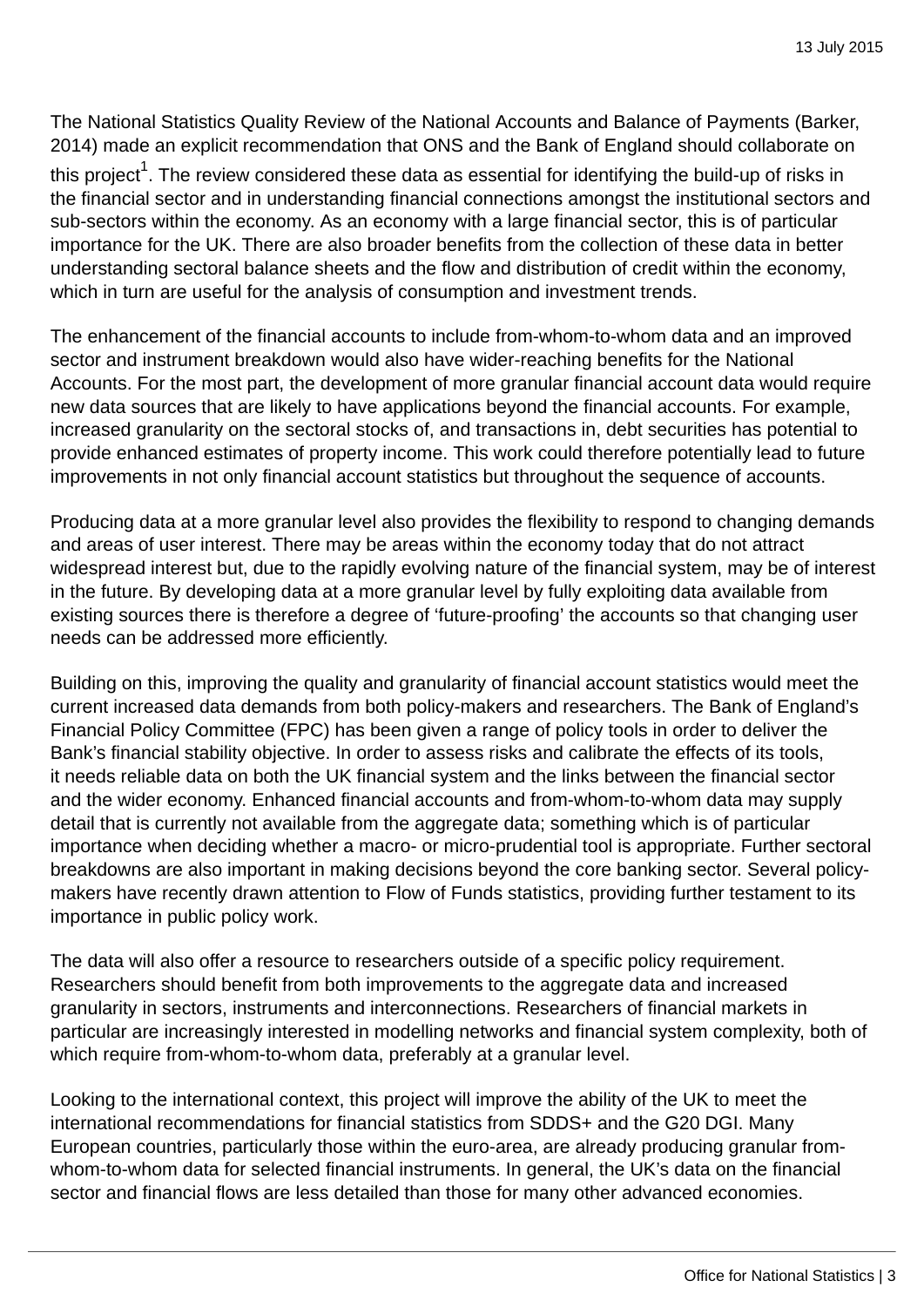The National Statistics Quality Review of the National Accounts and Balance of Payments (Barker, 2014) made an explicit recommendation that ONS and the Bank of England should collaborate on this project[1]. The review considered these data as essential for identifying the build-up of risks in the financial sector and in understanding financial connections amongst the institutional sectors and sub-sectors within the economy. As an economy with a large financial sector, this is of particular importance for the UK. There are also broader benefits from the collection of these data in better understanding sectoral balance sheets and the flow and distribution of credit within the economy, which in turn are useful for the analysis of consumption and investment trends.

The enhancement of the financial accounts to include from-whom-to-whom data and an improved sector and instrument breakdown would also have wider-reaching benefits for the National Accounts. For the most part, the development of more granular financial account data would require new data sources that are likely to have applications beyond the financial accounts. For example, increased granularity on the sectoral stocks of, and transactions in, debt securities has potential to provide enhanced estimates of property income. This work could therefore potentially lead to future improvements in not only financial account statistics but throughout the sequence of accounts.

Producing data at a more granular level also provides the flexibility to respond to changing demands and areas of user interest. There may be areas within the economy today that do not attract widespread interest but, due to the rapidly evolving nature of the financial system, may be of interest in the future. By developing data at a more granular level by fully exploiting data available from existing sources there is therefore a degree of 'future-proofing' the accounts so that changing user needs can be addressed more efficiently.

Building on this, improving the quality and granularity of financial account statistics would meet the current increased data demands from both policy-makers and researchers. The Bank of England's Financial Policy Committee (FPC) has been given a range of policy tools in order to deliver the Bank's financial stability objective. In order to assess risks and calibrate the effects of its tools, it needs reliable data on both the UK financial system and the links between the financial sector and the wider economy. Enhanced financial accounts and from-whom-to-whom data may supply detail that is currently not available from the aggregate data; something which is of particular importance when deciding whether a macro- or micro-prudential tool is appropriate. Further sectoral breakdowns are also important in making decisions beyond the core banking sector. Several policy-makers have recently drawn attention to Flow of Funds statistics, providing further testament to its importance in public policy work.

The data will also offer a resource to researchers outside of a specific policy requirement. Researchers should benefit from both improvements to the aggregate data and increased granularity in sectors, instruments and interconnections. Researchers of financial markets in particular are increasingly interested in modelling networks and financial system complexity, both of which require from-whom-to-whom data, preferably at a granular level.

Looking to the international context, this project will improve the ability of the UK to meet the international recommendations for financial statistics from SDDS+ and the G20 DGI. Many European countries, particularly those within the euro-area, are already producing granular from-whom-to-whom data for selected financial instruments. In general, the UK's data on the financial sector and financial flows are less detailed than those for many other advanced economies.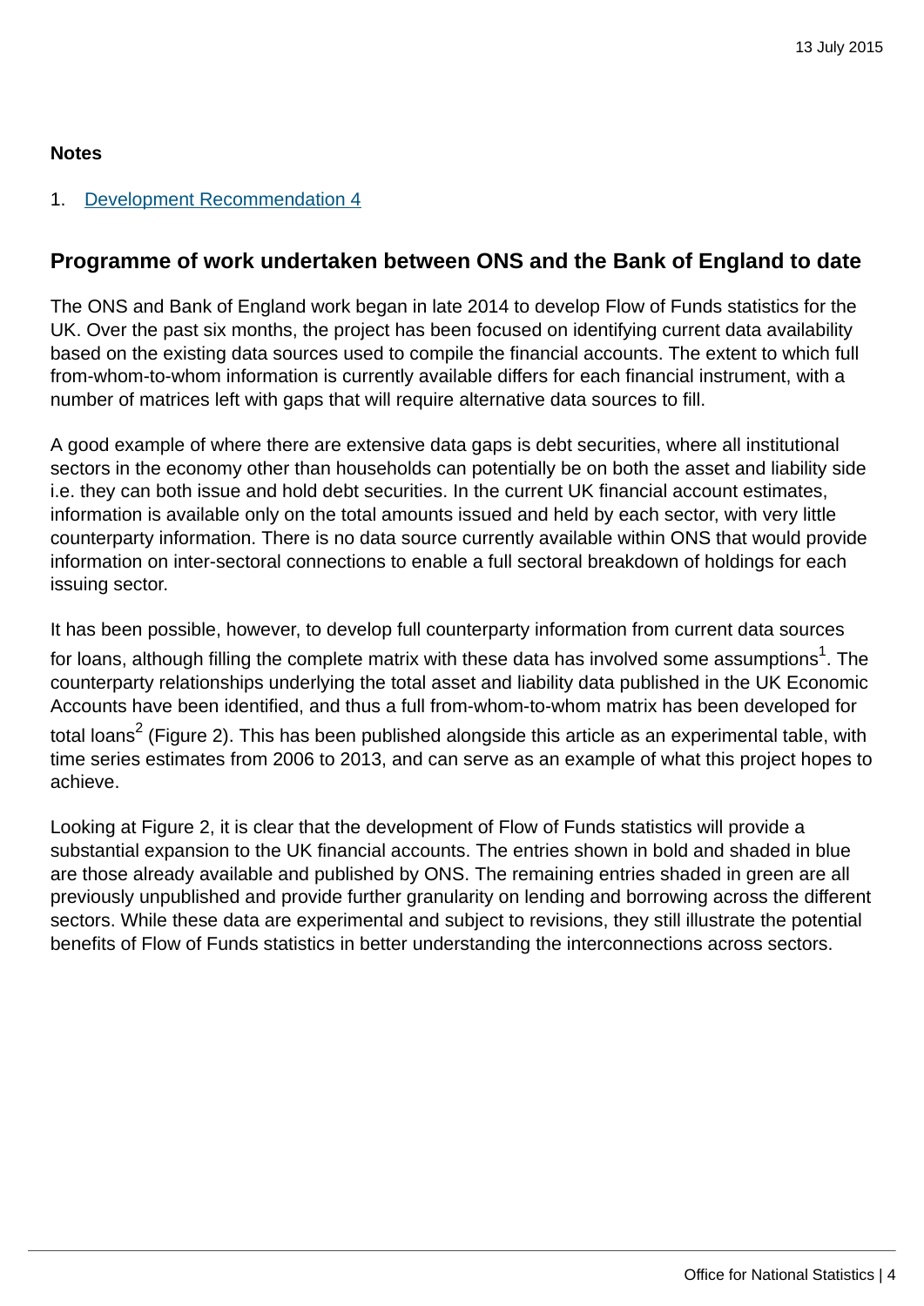**Notes**

1. Development Recommendation 4

## Programme of work undertaken between ONS and the Bank of England to date

The ONS and Bank of England work began in late 2014 to develop Flow of Funds statistics for the UK. Over the past six months, the project has been focused on identifying current data availability based on the existing data sources used to compile the financial accounts. The extent to which full from-whom-to-whom information is currently available differs for each financial instrument, with a number of matrices left with gaps that will require alternative data sources to fill.

A good example of where there are extensive data gaps is debt securities, where all institutional sectors in the economy other than households can potentially be on both the asset and liability side i.e. they can both issue and hold debt securities. In the current UK financial account estimates, information is available only on the total amounts issued and held by each sector, with very little counterparty information. There is no data source currently available within ONS that would provide information on inter-sectoral connections to enable a full sectoral breakdown of holdings for each issuing sector.

It has been possible, however, to develop full counterparty information from current data sources for loans, although filling the complete matrix with these data has involved some assumptions[1]. The counterparty relationships underlying the total asset and liability data published in the UK Economic Accounts have been identified, and thus a full from-whom-to-whom matrix has been developed for total loans[2] (Figure 2). This has been published alongside this article as an experimental table, with time series estimates from 2006 to 2013, and can serve as an example of what this project hopes to achieve.

Looking at Figure 2, it is clear that the development of Flow of Funds statistics will provide a substantial expansion to the UK financial accounts. The entries shown in bold and shaded in blue are those already available and published by ONS. The remaining entries shaded in green are all previously unpublished and provide further granularity on lending and borrowing across the different sectors. While these data are experimental and subject to revisions, they still illustrate the potential benefits of Flow of Funds statistics in better understanding the interconnections across sectors.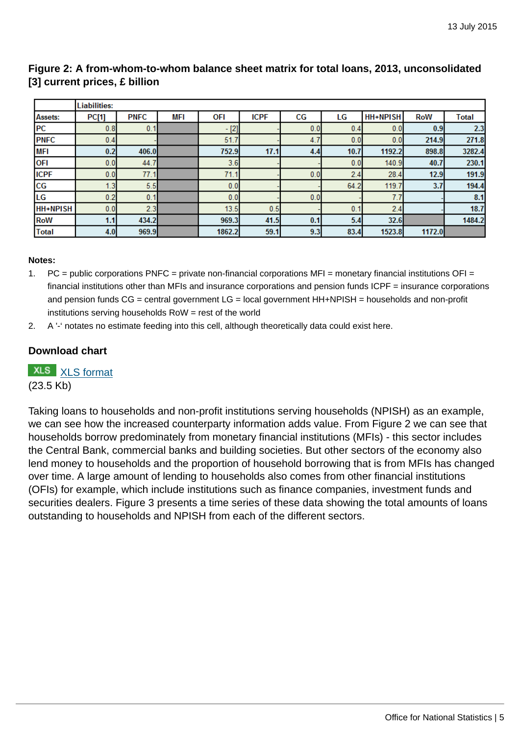**Figure 2: A from-whom-to-whom balance sheet matrix for total loans, 2013, unconsolidated [3] current prices, £ billion**

| | Liabilities: | | | | | | | | | |
|---|---|---|---|---|---|---|---|---|---|---|
| **Assets:** | **PC[1]** | **PNFC** | **MFI** | **OFI** | **ICPF** | **CG** | **LG** | **HH+NPISH** | **RoW** | **Total** |
| PC | 0.8 | 0.1 | | - [2] | - | 0.0 | 0.4 | 0.0 | 0.9 | 2.3 |
| PNFC | 0.4 | - | | 51.7 | - | 4.7 | 0.0 | 0.0 | 214.9 | 271.8 |
| MFI | 0.2 | 406.0 | | 752.9 | 17.1 | 4.4 | 10.7 | 1192.2 | 898.8 | 3282.4 |
| OFI | 0.0 | 44.7 | | 3.6 | - | - | 0.0 | 140.9 | 40.7 | 230.1 |
| ICPF | 0.0 | 77.1 | | 71.1 | - | 0.0 | 2.4 | 28.4 | 12.9 | 191.9 |
| CG | 1.3 | 5.5 | | 0.0 | - | - | 64.2 | 119.7 | 3.7 | 194.4 |
| LG | 0.2 | 0.1 | | 0.0 | - | 0.0 | - | 7.7 | - | 8.1 |
| HH+NPISH | 0.0 | 2.3 | | 13.5 | 0.5 | - | 0.1 | 2.4 | - | 18.7 |
| RoW | 1.1 | 434.2 | | 969.3 | 41.5 | 0.1 | 5.4 | 32.6 | | 1484.2 |
| Total | 4.0 | 969.9 | | 1862.2 | 59.1 | 9.3 | 83.4 | 1523.8 | 1172.0 | |

**Notes:**

1. PC = public corporations PNFC = private non-financial corporations MFI = monetary financial institutions OFI = financial institutions other than MFIs and insurance corporations and pension funds ICPF = insurance corporations and pension funds CG = central government LG = local government HH+NPISH = households and non-profit institutions serving households RoW = rest of the world
2. A '-' notates no estimate feeding into this cell, although theoretically data could exist here.

### Download chart

XLS [XLS format](#)
(23.5 Kb)

Taking loans to households and non-profit institutions serving households (NPISH) as an example, we can see how the increased counterparty information adds value. From Figure 2 we can see that households borrow predominately from monetary financial institutions (MFIs) - this sector includes the Central Bank, commercial banks and building societies. But other sectors of the economy also lend money to households and the proportion of household borrowing that is from MFIs has changed over time. A large amount of lending to households also comes from other financial institutions (OFIs) for example, which include institutions such as finance companies, investment funds and securities dealers. Figure 3 presents a time series of these data showing the total amounts of loans outstanding to households and NPISH from each of the different sectors.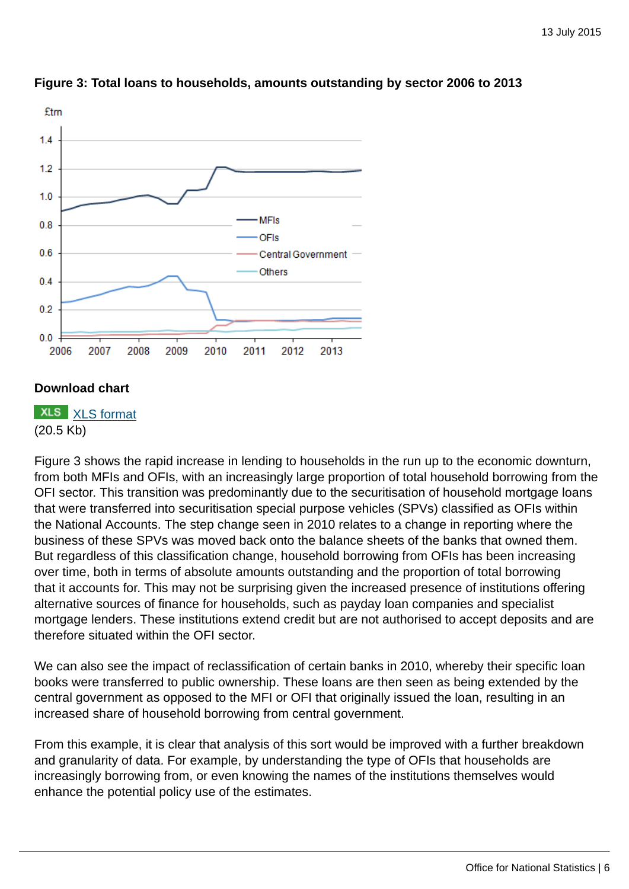**Figure 3: Total loans to households, amounts outstanding by sector 2006 to 2013**

**Download chart**

XLS [XLS format](#)
(20.5 Kb)

Figure 3 shows the rapid increase in lending to households in the run up to the economic downturn, from both MFIs and OFIs, with an increasingly large proportion of total household borrowing from the OFI sector. This transition was predominantly due to the securitisation of household mortgage loans that were transferred into securitisation special purpose vehicles (SPVs) classified as OFIs within the National Accounts. The step change seen in 2010 relates to a change in reporting where the business of these SPVs was moved back onto the balance sheets of the banks that owned them. But regardless of this classification change, household borrowing from OFIs has been increasing over time, both in terms of absolute amounts outstanding and the proportion of total borrowing that it accounts for. This may not be surprising given the increased presence of institutions offering alternative sources of finance for households, such as payday loan companies and specialist mortgage lenders. These institutions extend credit but are not authorised to accept deposits and are therefore situated within the OFI sector.

We can also see the impact of reclassification of certain banks in 2010, whereby their specific loan books were transferred to public ownership. These loans are then seen as being extended by the central government as opposed to the MFI or OFI that originally issued the loan, resulting in an increased share of household borrowing from central government.

From this example, it is clear that analysis of this sort would be improved with a further breakdown and granularity of data. For example, by understanding the type of OFIs that households are increasingly borrowing from, or even knowing the names of the institutions themselves would enhance the potential policy use of the estimates.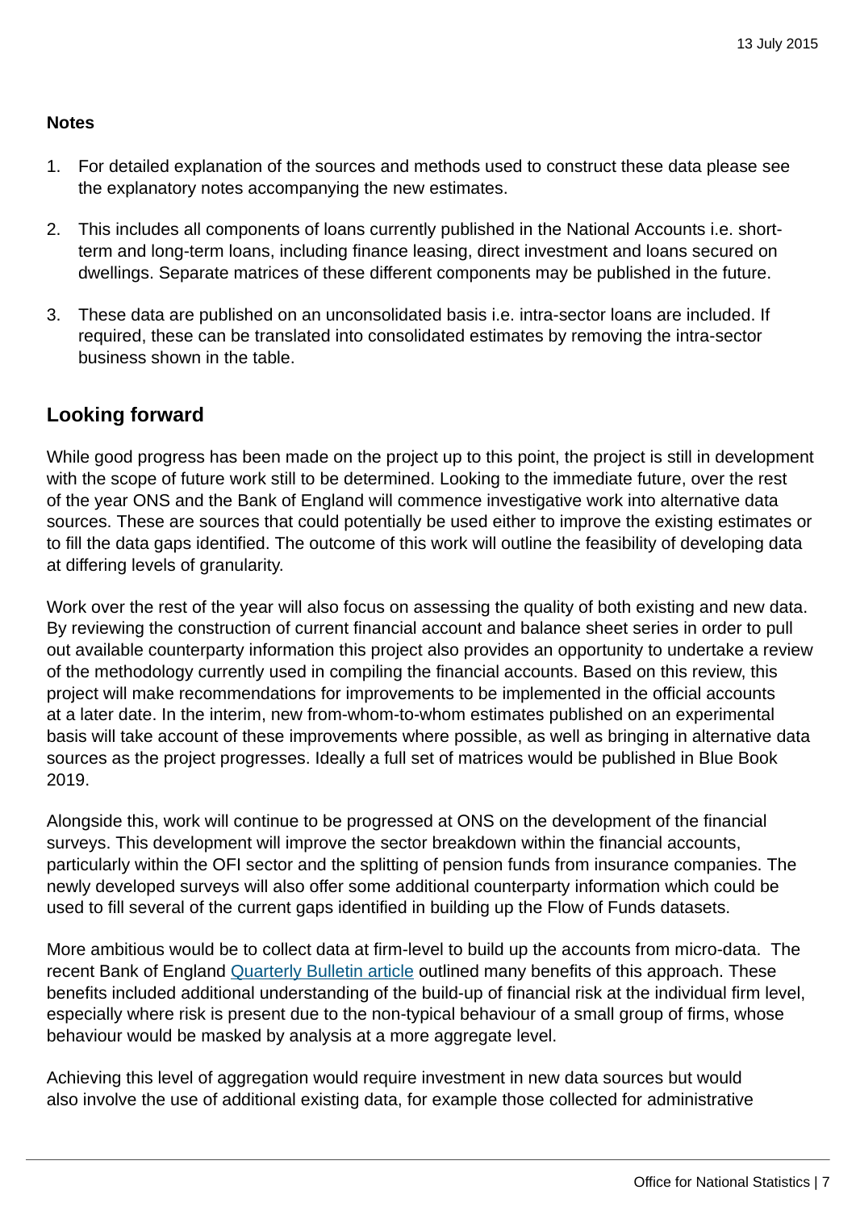**Notes**

1. For detailed explanation of the sources and methods used to construct these data please see the explanatory notes accompanying the new estimates.

2. This includes all components of loans currently published in the National Accounts i.e. short-term and long-term loans, including finance leasing, direct investment and loans secured on dwellings. Separate matrices of these different components may be published in the future.

3. These data are published on an unconsolidated basis i.e. intra-sector loans are included. If required, these can be translated into consolidated estimates by removing the intra-sector business shown in the table.

## Looking forward

While good progress has been made on the project up to this point, the project is still in development with the scope of future work still to be determined. Looking to the immediate future, over the rest of the year ONS and the Bank of England will commence investigative work into alternative data sources. These are sources that could potentially be used either to improve the existing estimates or to fill the data gaps identified. The outcome of this work will outline the feasibility of developing data at differing levels of granularity.

Work over the rest of the year will also focus on assessing the quality of both existing and new data. By reviewing the construction of current financial account and balance sheet series in order to pull out available counterparty information this project also provides an opportunity to undertake a review of the methodology currently used in compiling the financial accounts. Based on this review, this project will make recommendations for improvements to be implemented in the official accounts at a later date. In the interim, new from-whom-to-whom estimates published on an experimental basis will take account of these improvements where possible, as well as bringing in alternative data sources as the project progresses. Ideally a full set of matrices would be published in Blue Book 2019.

Alongside this, work will continue to be progressed at ONS on the development of the financial surveys. This development will improve the sector breakdown within the financial accounts, particularly within the OFI sector and the splitting of pension funds from insurance companies. The newly developed surveys will also offer some additional counterparty information which could be used to fill several of the current gaps identified in building up the Flow of Funds datasets.

More ambitious would be to collect data at firm-level to build up the accounts from micro-data. The recent Bank of England Quarterly Bulletin article outlined many benefits of this approach. These benefits included additional understanding of the build-up of financial risk at the individual firm level, especially where risk is present due to the non-typical behaviour of a small group of firms, whose behaviour would be masked by analysis at a more aggregate level.

Achieving this level of aggregation would require investment in new data sources but would also involve the use of additional existing data, for example those collected for administrative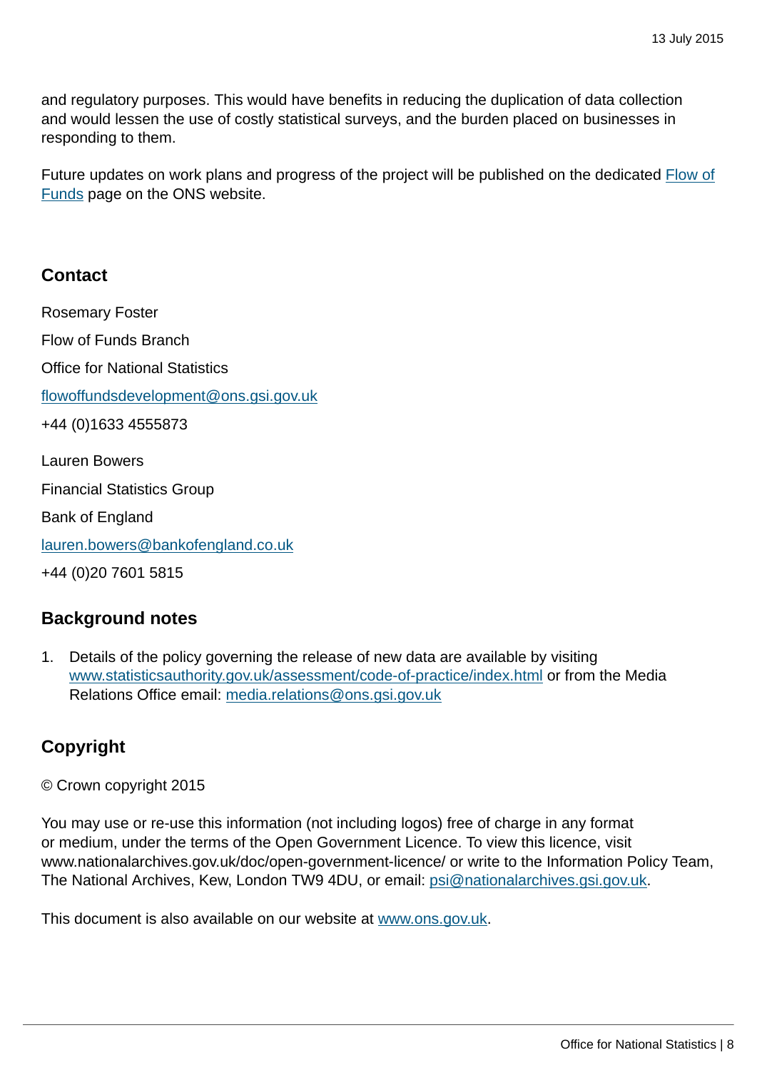and regulatory purposes. This would have benefits in reducing the duplication of data collection and would lessen the use of costly statistical surveys, and the burden placed on businesses in responding to them.

Future updates on work plans and progress of the project will be published on the dedicated [Flow of Funds](#) page on the ONS website.

## Contact

Rosemary Foster

Flow of Funds Branch

Office for National Statistics

flowoffundsdevelopment@ons.gsi.gov.uk

+44 (0)1633 4555873

Lauren Bowers

Financial Statistics Group

Bank of England

lauren.bowers@bankofengland.co.uk

+44 (0)20 7601 5815

## Background notes

1. Details of the policy governing the release of new data are available by visiting www.statisticsauthority.gov.uk/assessment/code-of-practice/index.html or from the Media Relations Office email: media.relations@ons.gsi.gov.uk

## Copyright

© Crown copyright 2015

You may use or re-use this information (not including logos) free of charge in any format or medium, under the terms of the Open Government Licence. To view this licence, visit www.nationalarchives.gov.uk/doc/open-government-licence/ or write to the Information Policy Team, The National Archives, Kew, London TW9 4DU, or email: psi@nationalarchives.gsi.gov.uk.

This document is also available on our website at www.ons.gov.uk.